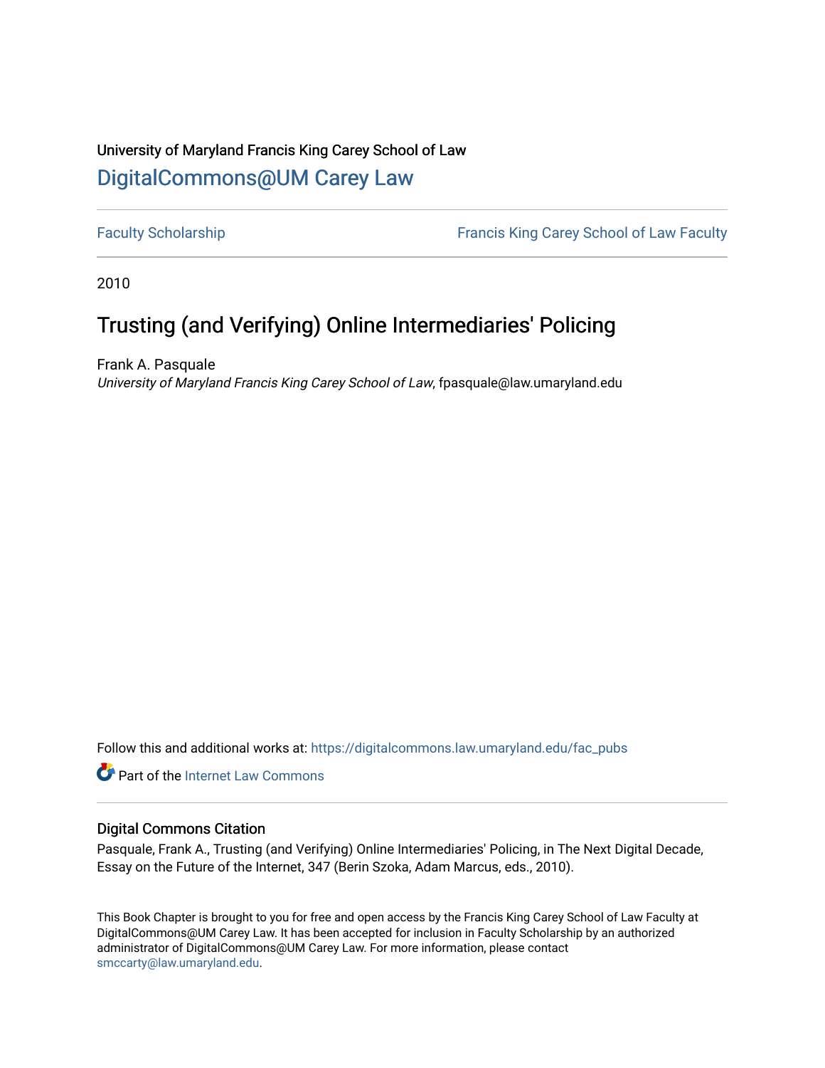University of Maryland Francis King Carey School of Law

## DigitalCommons@UM Carey Law

Faculty Scholarship | Francis King Carey School of Law Faculty

2010

# Trusting (and Verifying) Online Intermediaries' Policing

Frank A. Pasquale

*University of Maryland Francis King Carey School of Law*, fpasquale@law.umaryland.edu

Follow this and additional works at: https://digitalcommons.law.umaryland.edu/fac_pubs

Part of the Internet Law Commons

### Digital Commons Citation

Pasquale, Frank A., Trusting (and Verifying) Online Intermediaries' Policing, in The Next Digital Decade, Essay on the Future of the Internet, 347 (Berin Szoka, Adam Marcus, eds., 2010).

This Book Chapter is brought to you for free and open access by the Francis King Carey School of Law Faculty at DigitalCommons@UM Carey Law. It has been accepted for inclusion in Faculty Scholarship by an authorized administrator of DigitalCommons@UM Carey Law. For more information, please contact smccarty@law.umaryland.edu.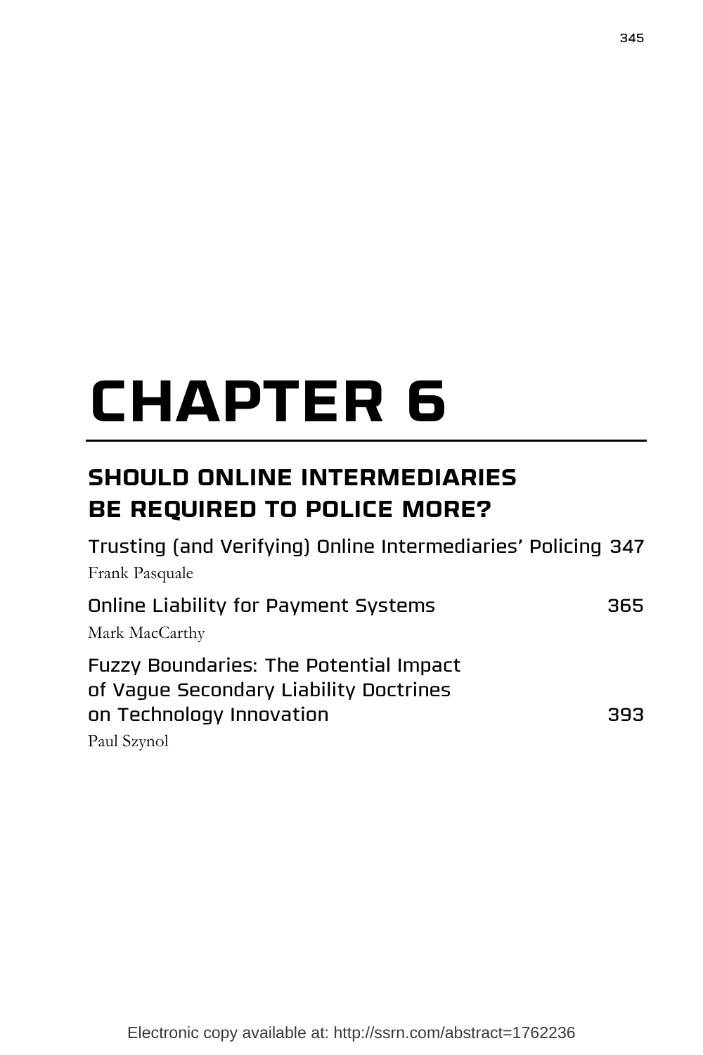# CHAPTER 6

## SHOULD ONLINE INTERMEDIARIES BE REQUIRED TO POLICE MORE?

Trusting (and Verifying) Online Intermediaries' Policing 347
Frank Pasquale

Online Liability for Payment Systems 365
Mark MacCarthy

Fuzzy Boundaries: The Potential Impact of Vague Secondary Liability Doctrines on Technology Innovation 393
Paul Szynol

Electronic copy available at: http://ssrn.com/abstract=1762236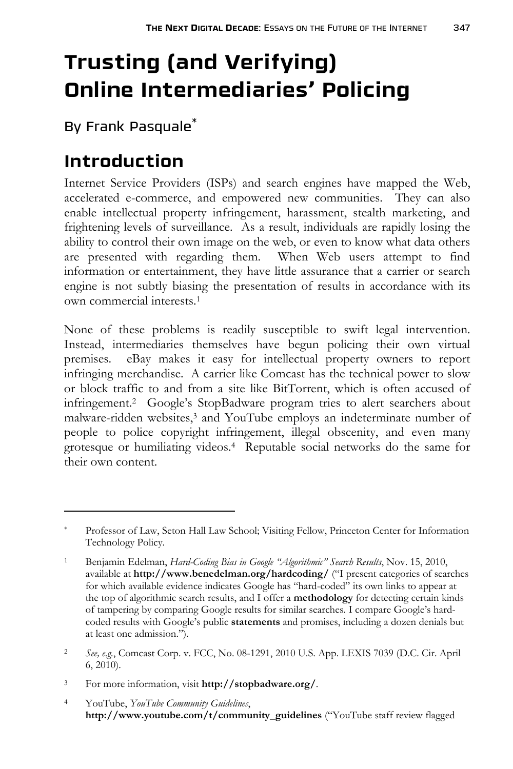# Trusting (and Verifying) Online Intermediaries' Policing

By Frank Pasquale[*]

## Introduction

Internet Service Providers (ISPs) and search engines have mapped the Web, accelerated e-commerce, and empowered new communities. They can also enable intellectual property infringement, harassment, stealth marketing, and frightening levels of surveillance. As a result, individuals are rapidly losing the ability to control their own image on the web, or even to know what data others are presented with regarding them. When Web users attempt to find information or entertainment, they have little assurance that a carrier or search engine is not subtly biasing the presentation of results in accordance with its own commercial interests.[1]

None of these problems is readily susceptible to swift legal intervention. Instead, intermediaries themselves have begun policing their own virtual premises. eBay makes it easy for intellectual property owners to report infringing merchandise. A carrier like Comcast has the technical power to slow or block traffic to and from a site like BitTorrent, which is often accused of infringement.[2] Google's StopBadware program tries to alert searchers about malware-ridden websites,[3] and YouTube employs an indeterminate number of people to police copyright infringement, illegal obscenity, and even many grotesque or humiliating videos.[4] Reputable social networks do the same for their own content.

---

[*] Professor of Law, Seton Hall Law School; Visiting Fellow, Princeton Center for Information Technology Policy.

[1] Benjamin Edelman, *Hard-Coding Bias in Google "Algorithmic" Search Results*, Nov. 15, 2010, available at **http://www.benedelman.org/hardcoding/** ("I present categories of searches for which available evidence indicates Google has "hard-coded" its own links to appear at the top of algorithmic search results, and I offer a **methodology** for detecting certain kinds of tampering by comparing Google results for similar searches. I compare Google's hard-coded results with Google's public **statements** and promises, including a dozen denials but at least one admission.").

[2] *See, e.g.*, Comcast Corp. v. FCC, No. 08-1291, 2010 U.S. App. LEXIS 7039 (D.C. Cir. April 6, 2010).

[3] For more information, visit **http://stopbadware.org/**.

[4] YouTube, *YouTube Community Guidelines*, **http://www.youtube.com/t/community_guidelines** ("YouTube staff review flagged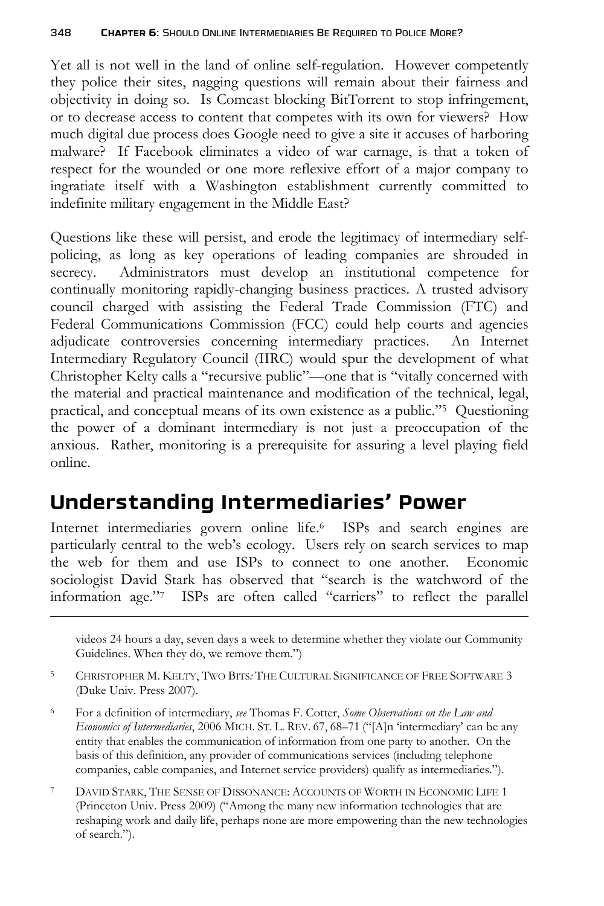Yet all is not well in the land of online self-regulation. However competently they police their sites, nagging questions will remain about their fairness and objectivity in doing so. Is Comcast blocking BitTorrent to stop infringement, or to decrease access to content that competes with its own for viewers? How much digital due process does Google need to give a site it accuses of harboring malware? If Facebook eliminates a video of war carnage, is that a token of respect for the wounded or one more reflexive effort of a major company to ingratiate itself with a Washington establishment currently committed to indefinite military engagement in the Middle East?

Questions like these will persist, and erode the legitimacy of intermediary self-policing, as long as key operations of leading companies are shrouded in secrecy. Administrators must develop an institutional competence for continually monitoring rapidly-changing business practices. A trusted advisory council charged with assisting the Federal Trade Commission (FTC) and Federal Communications Commission (FCC) could help courts and agencies adjudicate controversies concerning intermediary practices. An Internet Intermediary Regulatory Council (IIRC) would spur the development of what Christopher Kelty calls a "recursive public"—one that is "vitally concerned with the material and practical maintenance and modification of the technical, legal, practical, and conceptual means of its own existence as a public."[5] Questioning the power of a dominant intermediary is not just a preoccupation of the anxious. Rather, monitoring is a prerequisite for assuring a level playing field online.

## Understanding Intermediaries' Power

Internet intermediaries govern online life.[6] ISPs and search engines are particularly central to the web's ecology. Users rely on search services to map the web for them and use ISPs to connect to one another. Economic sociologist David Stark has observed that "search is the watchword of the information age."[7] ISPs are often called "carriers" to reflect the parallel

---

videos 24 hours a day, seven days a week to determine whether they violate our Community Guidelines. When they do, we remove them.")

[5] CHRISTOPHER M. KELTY, TWO BITS: THE CULTURAL SIGNIFICANCE OF FREE SOFTWARE 3 (Duke Univ. Press 2007).

[6] For a definition of intermediary, *see* Thomas F. Cotter, *Some Observations on the Law and Economics of Intermediaries*, 2006 MICH. ST. L. REV. 67, 68–71 ("[A]n 'intermediary' can be any entity that enables the communication of information from one party to another. On the basis of this definition, any provider of communications services (including telephone companies, cable companies, and Internet service providers) qualify as intermediaries.").

[7] DAVID STARK, THE SENSE OF DISSONANCE: ACCOUNTS OF WORTH IN ECONOMIC LIFE 1 (Princeton Univ. Press 2009) ("Among the many new information technologies that are reshaping work and daily life, perhaps none are more empowering than the new technologies of search.").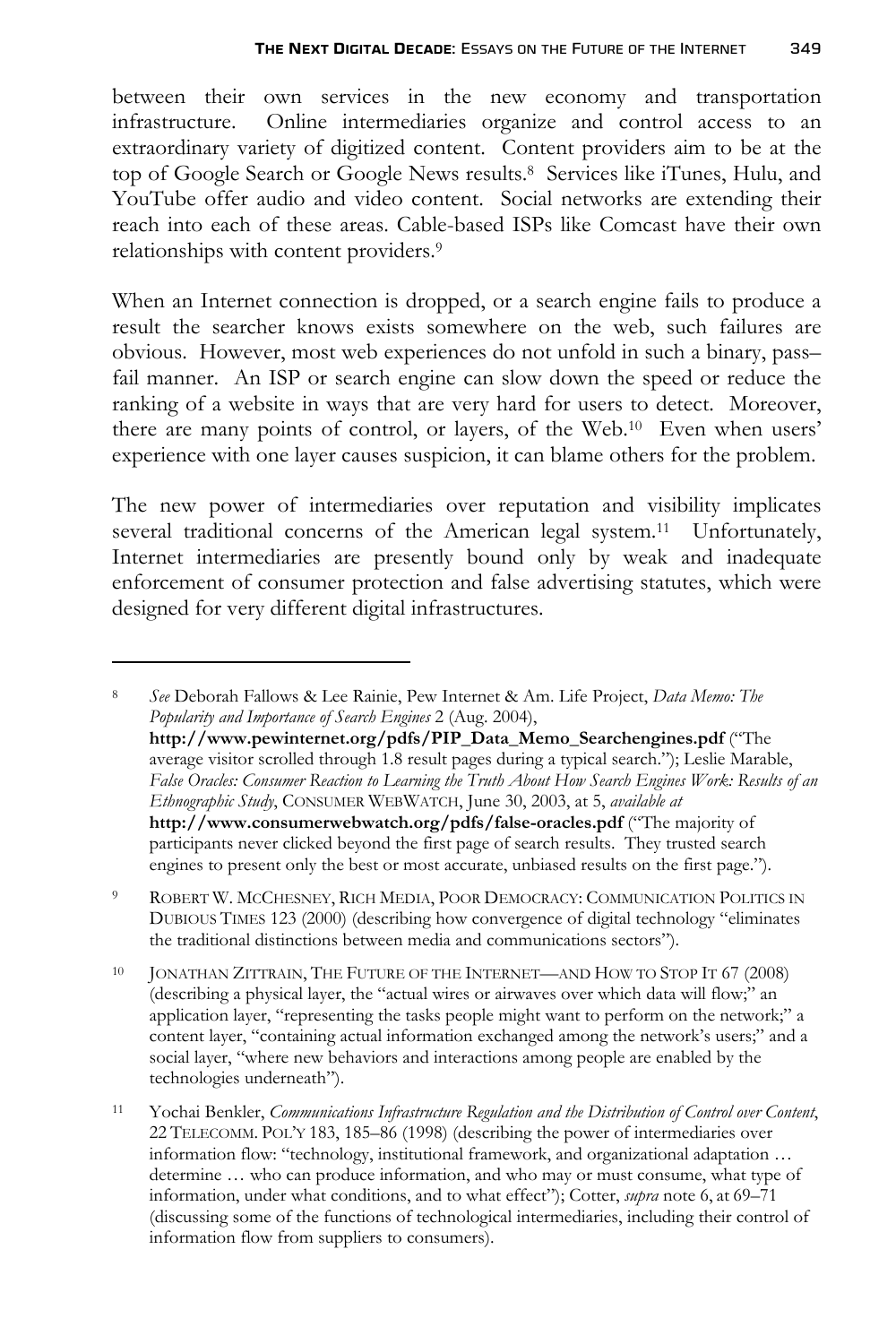between their own services in the new economy and transportation infrastructure. Online intermediaries organize and control access to an extraordinary variety of digitized content. Content providers aim to be at the top of Google Search or Google News results.[8] Services like iTunes, Hulu, and YouTube offer audio and video content. Social networks are extending their reach into each of these areas. Cable-based ISPs like Comcast have their own relationships with content providers.[9]

When an Internet connection is dropped, or a search engine fails to produce a result the searcher knows exists somewhere on the web, such failures are obvious. However, most web experiences do not unfold in such a binary, pass–fail manner. An ISP or search engine can slow down the speed or reduce the ranking of a website in ways that are very hard for users to detect. Moreover, there are many points of control, or layers, of the Web.[10] Even when users' experience with one layer causes suspicion, it can blame others for the problem.

The new power of intermediaries over reputation and visibility implicates several traditional concerns of the American legal system.[11] Unfortunately, Internet intermediaries are presently bound only by weak and inadequate enforcement of consumer protection and false advertising statutes, which were designed for very different digital infrastructures.

---

[8] *See* Deborah Fallows & Lee Rainie, Pew Internet & Am. Life Project, *Data Memo: The Popularity and Importance of Search Engines* 2 (Aug. 2004), **http://www.pewinternet.org/pdfs/PIP_Data_Memo_Searchengines.pdf** ("The average visitor scrolled through 1.8 result pages during a typical search."); Leslie Marable, *False Oracles: Consumer Reaction to Learning the Truth About How Search Engines Work: Results of an Ethnographic Study*, CONSUMER WEBWATCH, June 30, 2003, at 5, *available at* **http://www.consumerwebwatch.org/pdfs/false-oracles.pdf** ("The majority of participants never clicked beyond the first page of search results. They trusted search engines to present only the best or most accurate, unbiased results on the first page.").

[9] ROBERT W. MCCHESNEY, RICH MEDIA, POOR DEMOCRACY: COMMUNICATION POLITICS IN DUBIOUS TIMES 123 (2000) (describing how convergence of digital technology "eliminates the traditional distinctions between media and communications sectors").

[10] JONATHAN ZITTRAIN, THE FUTURE OF THE INTERNET—AND HOW TO STOP IT 67 (2008) (describing a physical layer, the "actual wires or airwaves over which data will flow;" an application layer, "representing the tasks people might want to perform on the network;" a content layer, "containing actual information exchanged among the network's users;" and a social layer, "where new behaviors and interactions among people are enabled by the technologies underneath").

[11] Yochai Benkler, *Communications Infrastructure Regulation and the Distribution of Control over Content*, 22 TELECOMM. POL'Y 183, 185–86 (1998) (describing the power of intermediaries over information flow: "technology, institutional framework, and organizational adaptation … determine … who can produce information, and who may or must consume, what type of information, under what conditions, and to what effect"); Cotter, *supra* note 6, at 69–71 (discussing some of the functions of technological intermediaries, including their control of information flow from suppliers to consumers).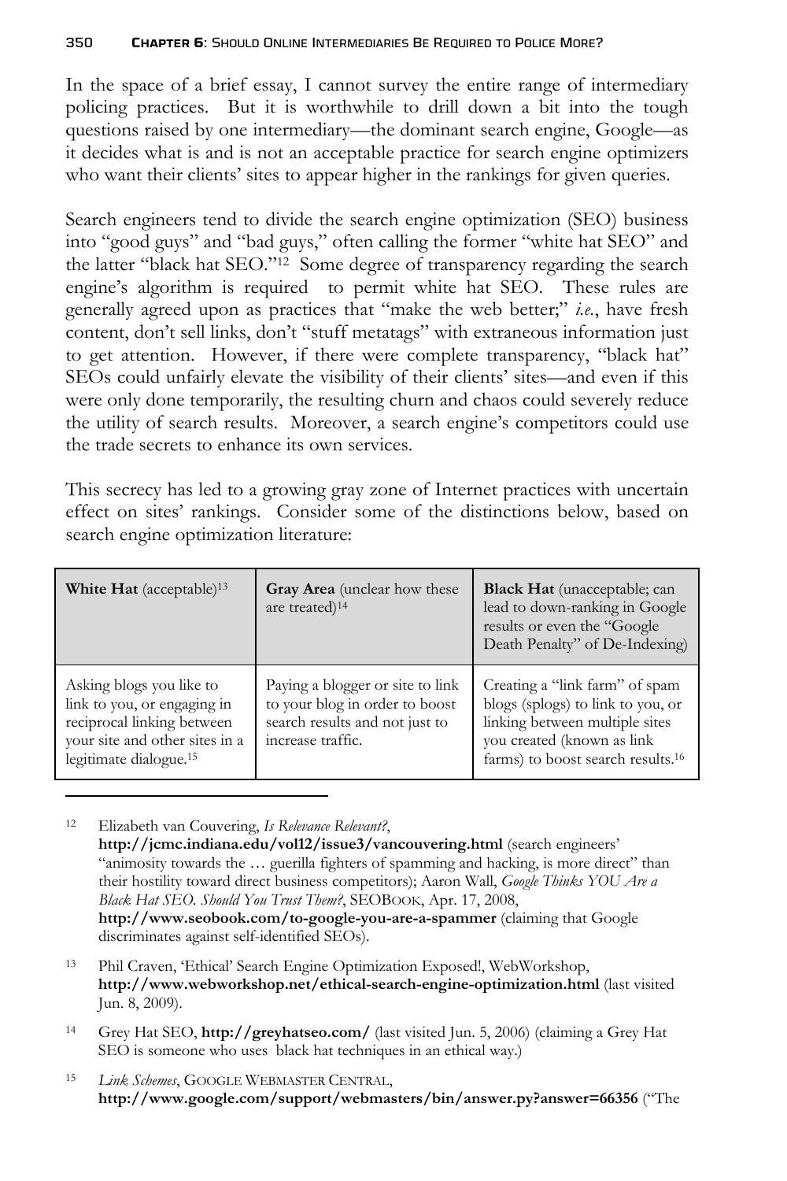In the space of a brief essay, I cannot survey the entire range of intermediary policing practices. But it is worthwhile to drill down a bit into the tough questions raised by one intermediary—the dominant search engine, Google—as it decides what is and is not an acceptable practice for search engine optimizers who want their clients' sites to appear higher in the rankings for given queries.

Search engineers tend to divide the search engine optimization (SEO) business into "good guys" and "bad guys," often calling the former "white hat SEO" and the latter "black hat SEO."[12] Some degree of transparency regarding the search engine's algorithm is required to permit white hat SEO. These rules are generally agreed upon as practices that "make the web better;" *i.e.*, have fresh content, don't sell links, don't "stuff metatags" with extraneous information just to get attention. However, if there were complete transparency, "black hat" SEOs could unfairly elevate the visibility of their clients' sites—and even if this were only done temporarily, the resulting churn and chaos could severely reduce the utility of search results. Moreover, a search engine's competitors could use the trade secrets to enhance its own services.

This secrecy has led to a growing gray zone of Internet practices with uncertain effect on sites' rankings. Consider some of the distinctions below, based on search engine optimization literature:

| **White Hat** (acceptable)[13] | **Gray Area** (unclear how these are treated)[14] | **Black Hat** (unacceptable; can lead to down-ranking in Google results or even the "Google Death Penalty" of De-Indexing) |
|---|---|---|
| Asking blogs you like to link to you, or engaging in reciprocal linking between your site and other sites in a legitimate dialogue.[15] | Paying a blogger or site to link to your blog in order to boost search results and not just to increase traffic. | Creating a "link farm" of spam blogs (splogs) to link to you, or linking between multiple sites you created (known as link farms) to boost search results.[16] |

[12] Elizabeth van Couvering, *Is Relevance Relevant?*, **http://jcmc.indiana.edu/vol12/issue3/vancouvering.html** (search engineers' "animosity towards the … guerilla fighters of spamming and hacking, is more direct" than their hostility toward direct business competitors); Aaron Wall, *Google Thinks YOU Are a Black Hat SEO. Should You Trust Them?*, SEOBOOK, Apr. 17, 2008, **http://www.seobook.com/to-google-you-are-a-spammer** (claiming that Google discriminates against self-identified SEOs).

[13] Phil Craven, 'Ethical' Search Engine Optimization Exposed!, WebWorkshop, **http://www.webworkshop.net/ethical-search-engine-optimization.html** (last visited Jun. 8, 2009).

[14] Grey Hat SEO, **http://greyhatseo.com/** (last visited Jun. 5, 2006) (claiming a Grey Hat SEO is someone who uses black hat techniques in an ethical way.)

[15] *Link Schemes*, GOOGLE WEBMASTER CENTRAL, **http://www.google.com/support/webmasters/bin/answer.py?answer=66356** ("The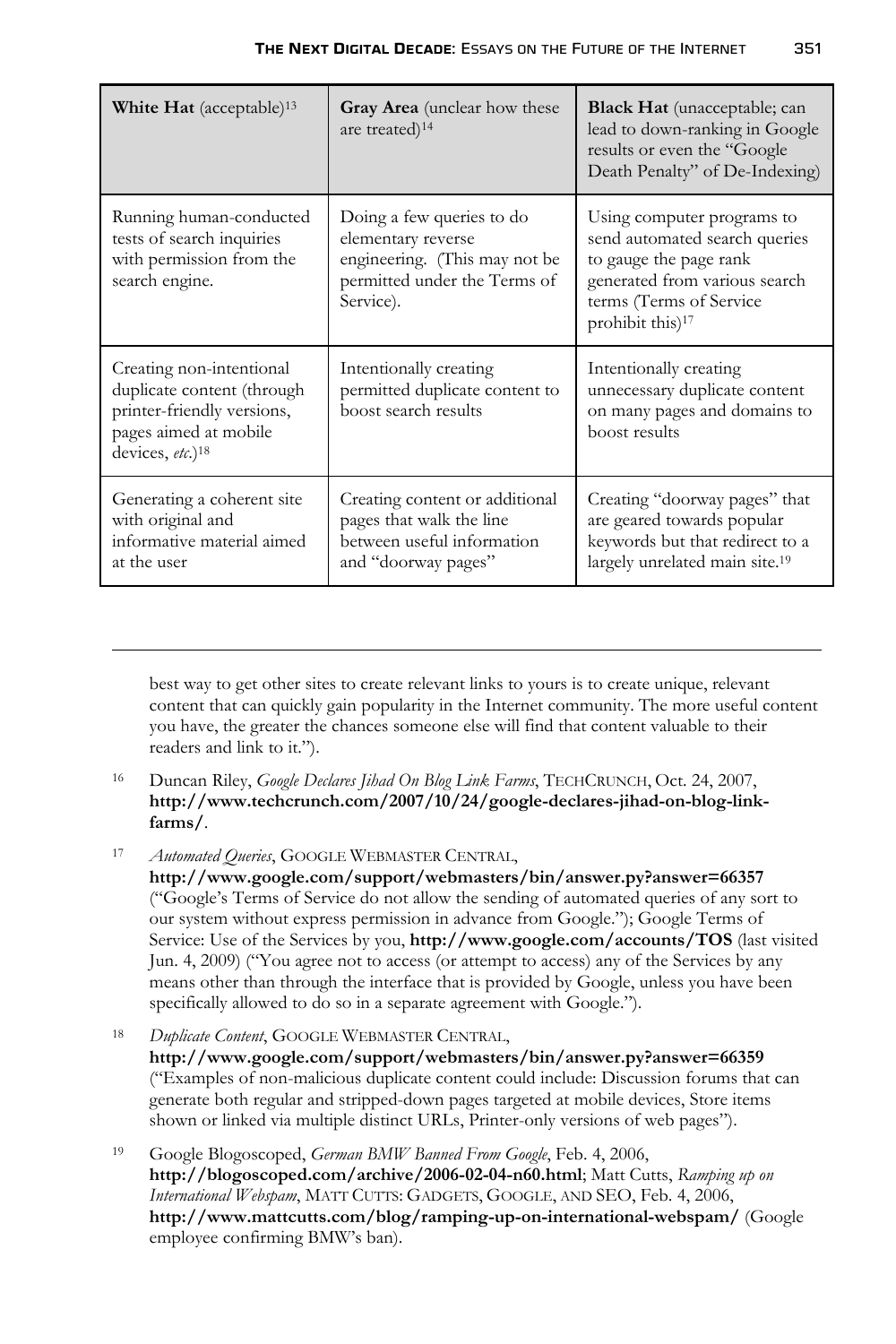| **White Hat** (acceptable)[13] | **Gray Area** (unclear how these are treated)[14] | **Black Hat** (unacceptable; can lead to down-ranking in Google results or even the "Google Death Penalty" of De-Indexing) |
| --- | --- | --- |
| Running human-conducted tests of search inquiries with permission from the search engine. | Doing a few queries to do elementary reverse engineering. (This may not be permitted under the Terms of Service). | Using computer programs to send automated search queries to gauge the page rank generated from various search terms (Terms of Service prohibit this)[17] |
| Creating non-intentional duplicate content (through printer-friendly versions, pages aimed at mobile devices, *etc*.)[18] | Intentionally creating permitted duplicate content to boost search results | Intentionally creating unnecessary duplicate content on many pages and domains to boost results |
| Generating a coherent site with original and informative material aimed at the user | Creating content or additional pages that walk the line between useful information and "doorway pages" | Creating "doorway pages" that are geared towards popular keywords but that redirect to a largely unrelated main site.[19] |

---

best way to get other sites to create relevant links to yours is to create unique, relevant content that can quickly gain popularity in the Internet community. The more useful content you have, the greater the chances someone else will find that content valuable to their readers and link to it.").

16 Duncan Riley, *Google Declares Jihad On Blog Link Farms*, TECHCRUNCH, Oct. 24, 2007, **http://www.techcrunch.com/2007/10/24/google-declares-jihad-on-blog-link-farms/**.

17 *Automated Queries*, GOOGLE WEBMASTER CENTRAL, **http://www.google.com/support/webmasters/bin/answer.py?answer=66357** ("Google's Terms of Service do not allow the sending of automated queries of any sort to our system without express permission in advance from Google."); Google Terms of Service: Use of the Services by you, **http://www.google.com/accounts/TOS** (last visited Jun. 4, 2009) ("You agree not to access (or attempt to access) any of the Services by any means other than through the interface that is provided by Google, unless you have been specifically allowed to do so in a separate agreement with Google.").

18 *Duplicate Content*, GOOGLE WEBMASTER CENTRAL, **http://www.google.com/support/webmasters/bin/answer.py?answer=66359** ("Examples of non-malicious duplicate content could include: Discussion forums that can generate both regular and stripped-down pages targeted at mobile devices, Store items shown or linked via multiple distinct URLs, Printer-only versions of web pages").

19 Google Blogoscoped, *German BMW Banned From Google*, Feb. 4, 2006, **http://blogoscoped.com/archive/2006-02-04-n60.html**; Matt Cutts, *Ramping up on International Webspam*, MATT CUTTS: GADGETS, GOOGLE, AND SEO, Feb. 4, 2006, **http://www.mattcutts.com/blog/ramping-up-on-international-webspam/** (Google employee confirming BMW's ban).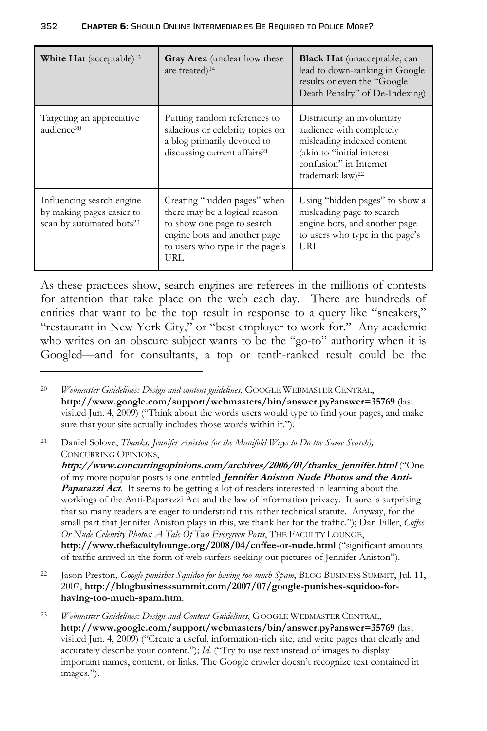| **White Hat** (acceptable)[13] | **Gray Area** (unclear how these are treated)[14] | **Black Hat** (unacceptable; can lead to down-ranking in Google results or even the "Google Death Penalty" of De-Indexing) |
| --- | --- | --- |
| Targeting an appreciative audience[20] | Putting random references to salacious or celebrity topics on a blog primarily devoted to discussing current affairs[21] | Distracting an involuntary audience with completely misleading indexed content (akin to "initial interest confusion" in Internet trademark law)[22] |
| Influencing search engine by making pages easier to scan by automated bots[23] | Creating "hidden pages" when there may be a logical reason to show one page to search engine bots and another page to users who type in the page's URL | Using "hidden pages" to show a misleading page to search engine bots, and another page to users who type in the page's URL |

As these practices show, search engines are referees in the millions of contests for attention that take place on the web each day. There are hundreds of entities that want to be the top result in response to a query like "sneakers," "restaurant in New York City," or "best employer to work for." Any academic who writes on an obscure subject wants to be the "go-to" authority when it is Googled—and for consultants, a top or tenth-ranked result could be the

---

[20] *Webmaster Guidelines: Design and content guidelines*, GOOGLE WEBMASTER CENTRAL, **http://www.google.com/support/webmasters/bin/answer.py?answer=35769** (last visited Jun. 4, 2009) ("Think about the words users would type to find your pages, and make sure that your site actually includes those words within it.").

[21] Daniel Solove, *Thanks, Jennifer Aniston (or the Manifold Ways to Do the Same Search),* CONCURRING OPINIONS, ***http://www.concurringopinions.com/archives/2006/01/thanks_jennifer.html*** ("One of my more popular posts is one entitled ***Jennifer Aniston Nude Photos and the Anti-Paparazzi Act***. It seems to be getting a lot of readers interested in learning about the workings of the Anti-Paparazzi Act and the law of information privacy. It sure is surprising that so many readers are eager to understand this rather technical statute. Anyway, for the small part that Jennifer Aniston plays in this, we thank her for the traffic."); Dan Filler, *Coffee Or Nude Celebrity Photos: A Tale Of Two Evergreen Posts*, THE FACULTY LOUNGE, **http://www.thefacultylounge.org/2008/04/coffee-or-nude.html** ("significant amounts of traffic arrived in the form of web surfers seeking out pictures of Jennifer Aniston").

[22] Jason Preston, *Google punishes Squidoo for having too much Spam*, BLOG BUSINESS SUMMIT, Jul. 11, 2007, **http://blogbusinesssummit.com/2007/07/google-punishes-squidoo-for-having-too-much-spam.htm**.

[23] *Webmaster Guidelines: Design and Content Guidelines*, GOOGLE WEBMASTER CENTRAL, **http://www.google.com/support/webmasters/bin/answer.py?answer=35769** (last visited Jun. 4, 2009) ("Create a useful, information-rich site, and write pages that clearly and accurately describe your content."); *Id.* ("Try to use text instead of images to display important names, content, or links. The Google crawler doesn't recognize text contained in images.").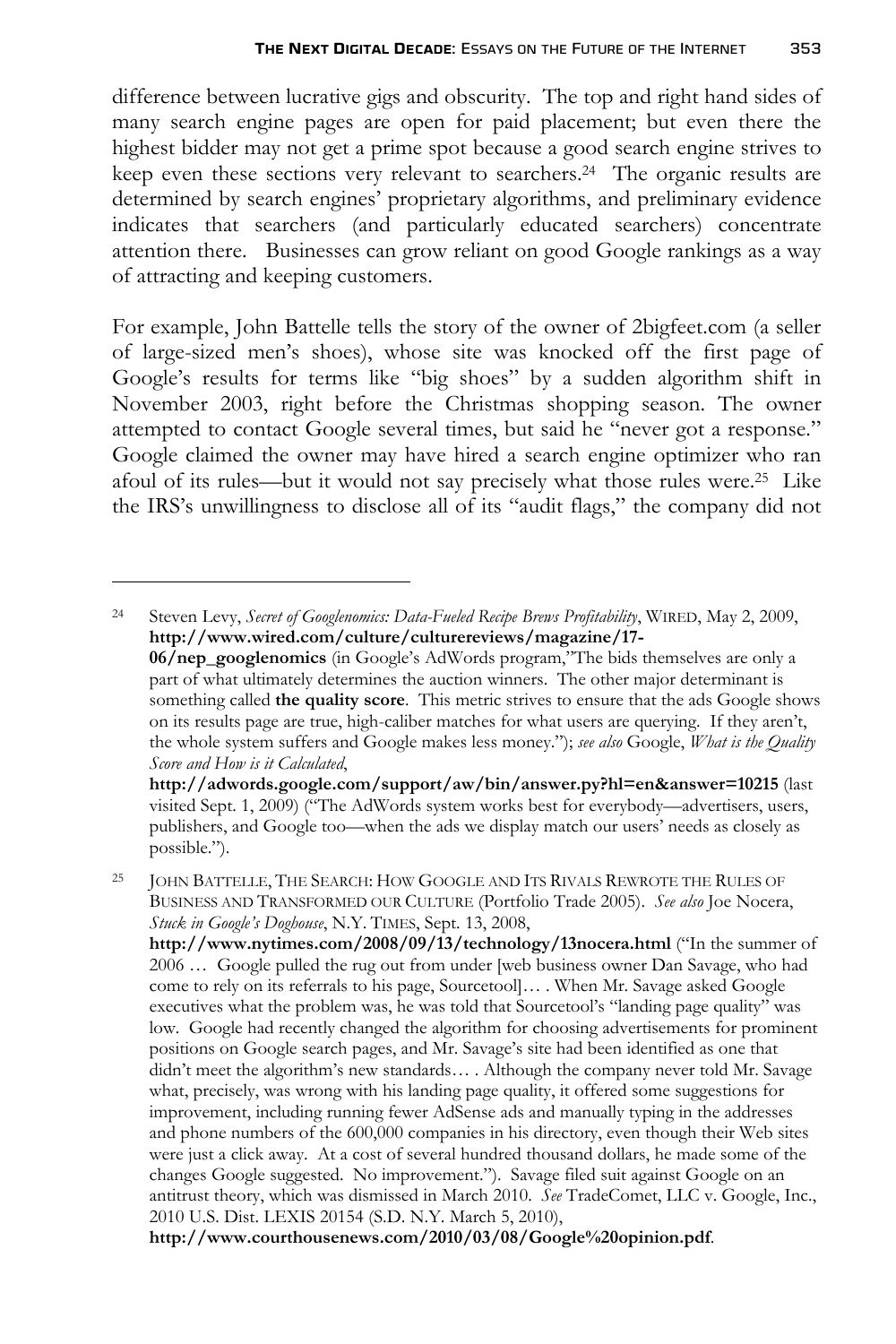difference between lucrative gigs and obscurity. The top and right hand sides of many search engine pages are open for paid placement; but even there the highest bidder may not get a prime spot because a good search engine strives to keep even these sections very relevant to searchers.[24] The organic results are determined by search engines' proprietary algorithms, and preliminary evidence indicates that searchers (and particularly educated searchers) concentrate attention there. Businesses can grow reliant on good Google rankings as a way of attracting and keeping customers.

For example, John Battelle tells the story of the owner of 2bigfeet.com (a seller of large-sized men's shoes), whose site was knocked off the first page of Google's results for terms like "big shoes" by a sudden algorithm shift in November 2003, right before the Christmas shopping season. The owner attempted to contact Google several times, but said he "never got a response." Google claimed the owner may have hired a search engine optimizer who ran afoul of its rules—but it would not say precisely what those rules were.[25] Like the IRS's unwillingness to disclose all of its "audit flags," the company did not

---

[24] Steven Levy, *Secret of Googlenomics: Data-Fueled Recipe Brews Profitability*, WIRED, May 2, 2009, **http://www.wired.com/culture/culturereviews/magazine/17-06/nep_googlenomics** (in Google's AdWords program,"The bids themselves are only a part of what ultimately determines the auction winners. The other major determinant is something called **the quality score**. This metric strives to ensure that the ads Google shows on its results page are true, high-caliber matches for what users are querying. If they aren't, the whole system suffers and Google makes less money."); *see also* Google, *What is the Quality Score and How is it Calculated*, **http://adwords.google.com/support/aw/bin/answer.py?hl=en&answer=10215** (last visited Sept. 1, 2009) ("The AdWords system works best for everybody—advertisers, users, publishers, and Google too—when the ads we display match our users' needs as closely as possible.").

[25] JOHN BATTELLE, THE SEARCH: HOW GOOGLE AND ITS RIVALS REWROTE THE RULES OF BUSINESS AND TRANSFORMED OUR CULTURE (Portfolio Trade 2005). *See also* Joe Nocera, *Stuck in Google's Doghouse*, N.Y. TIMES, Sept. 13, 2008, **http://www.nytimes.com/2008/09/13/technology/13nocera.html** ("In the summer of 2006 … Google pulled the rug out from under [web business owner Dan Savage, who had come to rely on its referrals to his page, Sourcetool]… . When Mr. Savage asked Google executives what the problem was, he was told that Sourcetool's "landing page quality" was low. Google had recently changed the algorithm for choosing advertisements for prominent positions on Google search pages, and Mr. Savage's site had been identified as one that didn't meet the algorithm's new standards… . Although the company never told Mr. Savage what, precisely, was wrong with his landing page quality, it offered some suggestions for improvement, including running fewer AdSense ads and manually typing in the addresses and phone numbers of the 600,000 companies in his directory, even though their Web sites were just a click away. At a cost of several hundred thousand dollars, he made some of the changes Google suggested. No improvement."). Savage filed suit against Google on an antitrust theory, which was dismissed in March 2010. *See* TradeComet, LLC v. Google, Inc., 2010 U.S. Dist. LEXIS 20154 (S.D. N.Y. March 5, 2010), **http://www.courthousenews.com/2010/03/08/Google%20opinion.pdf**.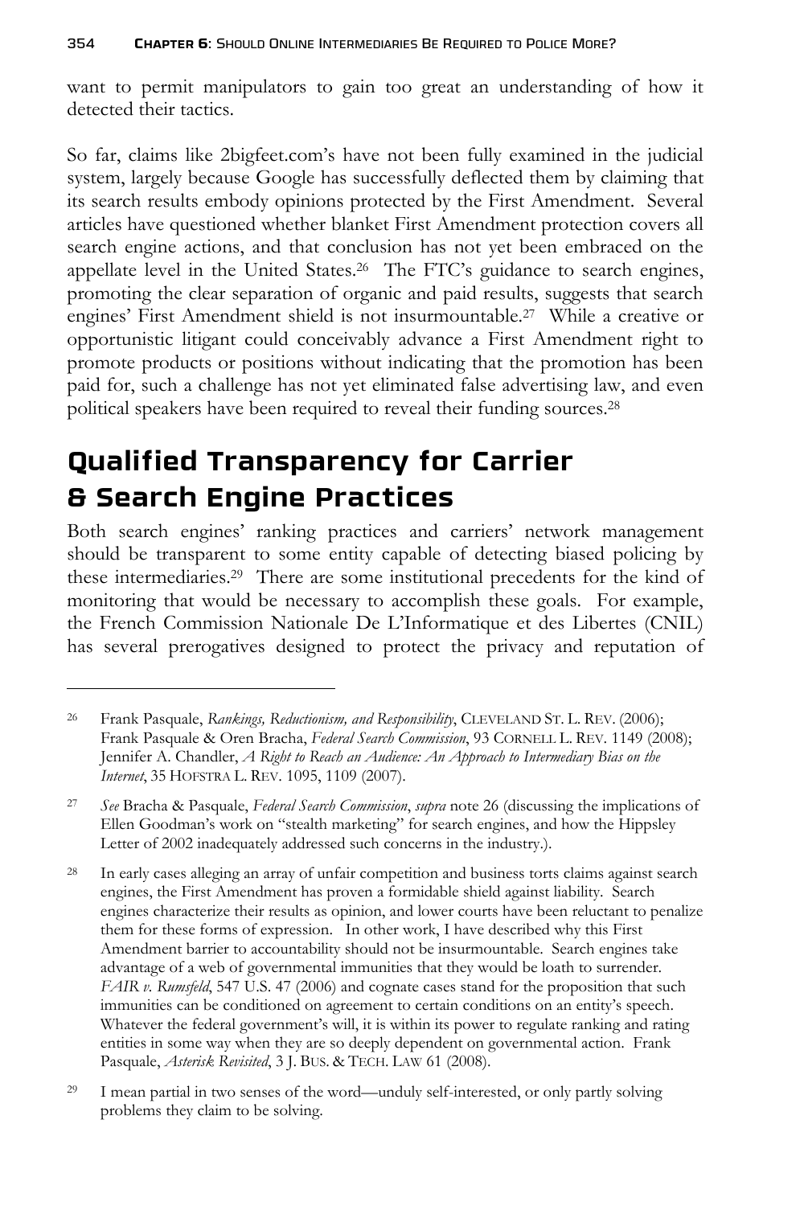want to permit manipulators to gain too great an understanding of how it detected their tactics.

So far, claims like 2bigfeet.com's have not been fully examined in the judicial system, largely because Google has successfully deflected them by claiming that its search results embody opinions protected by the First Amendment. Several articles have questioned whether blanket First Amendment protection covers all search engine actions, and that conclusion has not yet been embraced on the appellate level in the United States.[26] The FTC's guidance to search engines, promoting the clear separation of organic and paid results, suggests that search engines' First Amendment shield is not insurmountable.[27] While a creative or opportunistic litigant could conceivably advance a First Amendment right to promote products or positions without indicating that the promotion has been paid for, such a challenge has not yet eliminated false advertising law, and even political speakers have been required to reveal their funding sources.[28]

## Qualified Transparency for Carrier & Search Engine Practices

Both search engines' ranking practices and carriers' network management should be transparent to some entity capable of detecting biased policing by these intermediaries.[29] There are some institutional precedents for the kind of monitoring that would be necessary to accomplish these goals. For example, the French Commission Nationale De L'Informatique et des Libertes (CNIL) has several prerogatives designed to protect the privacy and reputation of

---

[26] Frank Pasquale, *Rankings, Reductionism, and Responsibility*, CLEVELAND ST. L. REV. (2006); Frank Pasquale & Oren Bracha, *Federal Search Commission*, 93 CORNELL L. REV. 1149 (2008); Jennifer A. Chandler, *A Right to Reach an Audience: An Approach to Intermediary Bias on the Internet*, 35 HOFSTRA L. REV. 1095, 1109 (2007).

[27] *See* Bracha & Pasquale, *Federal Search Commission*, *supra* note 26 (discussing the implications of Ellen Goodman's work on "stealth marketing" for search engines, and how the Hippsley Letter of 2002 inadequately addressed such concerns in the industry.).

[28] In early cases alleging an array of unfair competition and business torts claims against search engines, the First Amendment has proven a formidable shield against liability. Search engines characterize their results as opinion, and lower courts have been reluctant to penalize them for these forms of expression. In other work, I have described why this First Amendment barrier to accountability should not be insurmountable. Search engines take advantage of a web of governmental immunities that they would be loath to surrender. *FAIR v. Rumsfeld*, 547 U.S. 47 (2006) and cognate cases stand for the proposition that such immunities can be conditioned on agreement to certain conditions on an entity's speech. Whatever the federal government's will, it is within its power to regulate ranking and rating entities in some way when they are so deeply dependent on governmental action. Frank Pasquale, *Asterisk Revisited*, 3 J. BUS. & TECH. LAW 61 (2008).

[29] I mean partial in two senses of the word—unduly self-interested, or only partly solving problems they claim to be solving.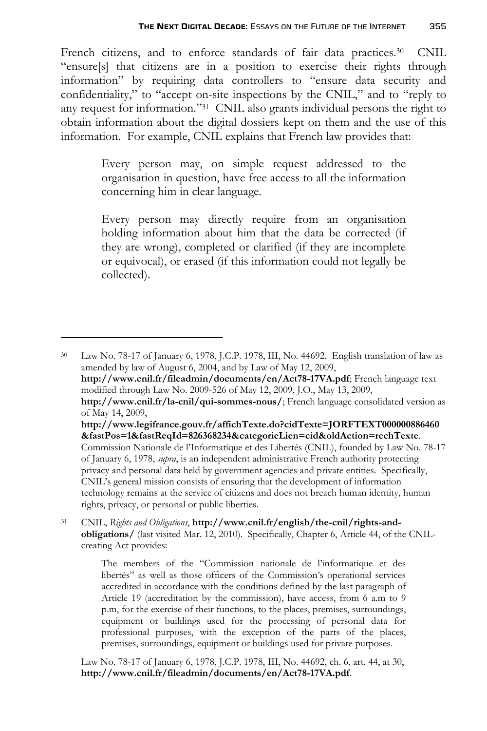French citizens, and to enforce standards of fair data practices.[30] CNIL "ensure[s] that citizens are in a position to exercise their rights through information" by requiring data controllers to "ensure data security and confidentiality," to "accept on-site inspections by the CNIL," and to "reply to any request for information."[31] CNIL also grants individual persons the right to obtain information about the digital dossiers kept on them and the use of this information. For example, CNIL explains that French law provides that:

> Every person may, on simple request addressed to the organisation in question, have free access to all the information concerning him in clear language.
>
> Every person may directly require from an organisation holding information about him that the data be corrected (if they are wrong), completed or clarified (if they are incomplete or equivocal), or erased (if this information could not legally be collected).

---

[30] Law No. 78-17 of January 6, 1978, J.C.P. 1978, III, No. 44692. English translation of law as amended by law of August 6, 2004, and by Law of May 12, 2009, **http://www.cnil.fr/fileadmin/documents/en/Act78-17VA.pdf**; French language text modified through Law No. 2009-526 of May 12, 2009, J.O., May 13, 2009, **http://www.cnil.fr/la-cnil/qui-sommes-nous/**; French language consolidated version as of May 14, 2009, **http://www.legifrance.gouv.fr/affichTexte.do?cidTexte=JORFTEXT000000886460&fastPos=1&fastReqId=826368234&categorieLien=cid&oldAction=rechTexte**. Commission Nationale de l'Informatique et des Libertés (CNIL), founded by Law No. 78-17 of January 6, 1978, *supra*, is an independent administrative French authority protecting privacy and personal data held by government agencies and private entities. Specifically, CNIL's general mission consists of ensuring that the development of information technology remains at the service of citizens and does not breach human identity, human rights, privacy, or personal or public liberties.

[31] CNIL, *Rights and Obligations*, **http://www.cnil.fr/english/the-cnil/rights-and-obligations/** (last visited Mar. 12, 2010). Specifically, Chapter 6, Article 44, of the CNIL-creating Act provides:

> The members of the "Commission nationale de l'informatique et des libertés" as well as those officers of the Commission's operational services accredited in accordance with the conditions defined by the last paragraph of Article 19 (accreditation by the commission), have access, from 6 a.m to 9 p.m, for the exercise of their functions, to the places, premises, surroundings, equipment or buildings used for the processing of personal data for professional purposes, with the exception of the parts of the places, premises, surroundings, equipment or buildings used for private purposes.

Law No. 78-17 of January 6, 1978, J.C.P. 1978, III, No. 44692, ch. 6, art. 44, at 30, **http://www.cnil.fr/fileadmin/documents/en/Act78-17VA.pdf**.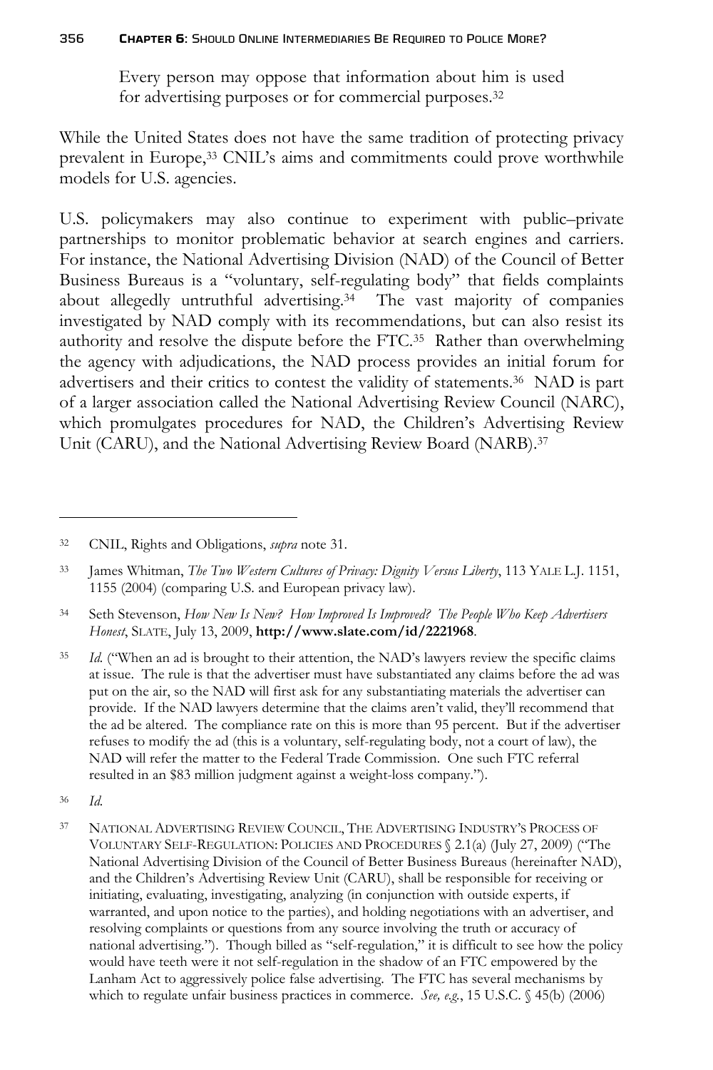Every person may oppose that information about him is used for advertising purposes or for commercial purposes.[32]

While the United States does not have the same tradition of protecting privacy prevalent in Europe,[33] CNIL's aims and commitments could prove worthwhile models for U.S. agencies.

U.S. policymakers may also continue to experiment with public–private partnerships to monitor problematic behavior at search engines and carriers. For instance, the National Advertising Division (NAD) of the Council of Better Business Bureaus is a "voluntary, self-regulating body" that fields complaints about allegedly untruthful advertising.[34] The vast majority of companies investigated by NAD comply with its recommendations, but can also resist its authority and resolve the dispute before the FTC.[35] Rather than overwhelming the agency with adjudications, the NAD process provides an initial forum for advertisers and their critics to contest the validity of statements.[36] NAD is part of a larger association called the National Advertising Review Council (NARC), which promulgates procedures for NAD, the Children's Advertising Review Unit (CARU), and the National Advertising Review Board (NARB).[37]

---

[32] CNIL, Rights and Obligations, *supra* note 31.

[33] James Whitman, *The Two Western Cultures of Privacy: Dignity Versus Liberty*, 113 YALE L.J. 1151, 1155 (2004) (comparing U.S. and European privacy law).

[34] Seth Stevenson, *How New Is New? How Improved Is Improved? The People Who Keep Advertisers Honest*, SLATE, July 13, 2009, **http://www.slate.com/id/2221968**.

[35] *Id.* ("When an ad is brought to their attention, the NAD's lawyers review the specific claims at issue. The rule is that the advertiser must have substantiated any claims before the ad was put on the air, so the NAD will first ask for any substantiating materials the advertiser can provide. If the NAD lawyers determine that the claims aren't valid, they'll recommend that the ad be altered. The compliance rate on this is more than 95 percent. But if the advertiser refuses to modify the ad (this is a voluntary, self-regulating body, not a court of law), the NAD will refer the matter to the Federal Trade Commission. One such FTC referral resulted in an $83 million judgment against a weight-loss company.").

[36] *Id.*

[37] NATIONAL ADVERTISING REVIEW COUNCIL, THE ADVERTISING INDUSTRY'S PROCESS OF VOLUNTARY SELF-REGULATION: POLICIES AND PROCEDURES § 2.1(a) (July 27, 2009) ("The National Advertising Division of the Council of Better Business Bureaus (hereinafter NAD), and the Children's Advertising Review Unit (CARU), shall be responsible for receiving or initiating, evaluating, investigating, analyzing (in conjunction with outside experts, if warranted, and upon notice to the parties), and holding negotiations with an advertiser, and resolving complaints or questions from any source involving the truth or accuracy of national advertising."). Though billed as "self-regulation," it is difficult to see how the policy would have teeth were it not self-regulation in the shadow of an FTC empowered by the Lanham Act to aggressively police false advertising. The FTC has several mechanisms by which to regulate unfair business practices in commerce. *See, e.g.*, 15 U.S.C. § 45(b) (2006)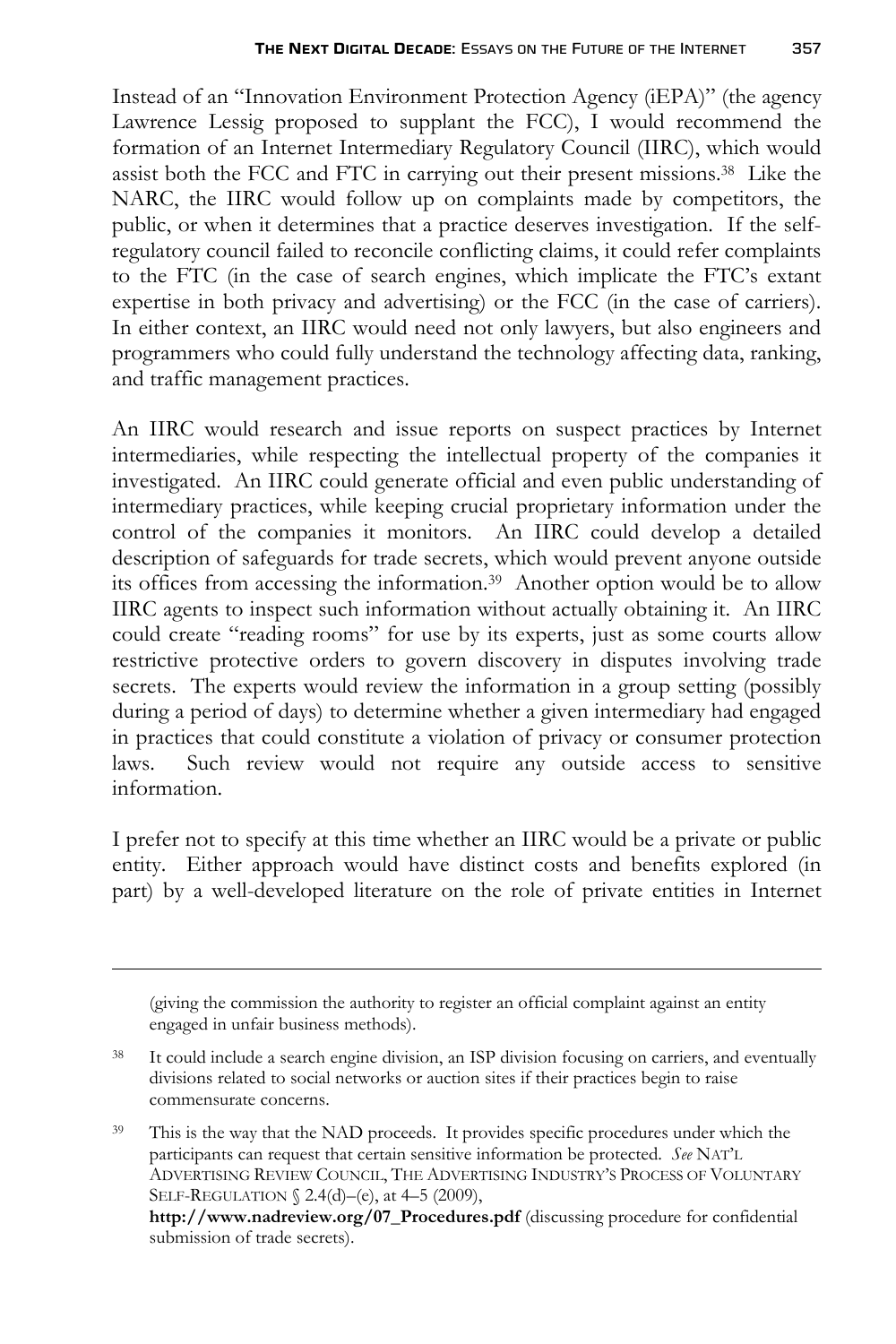Instead of an "Innovation Environment Protection Agency (iEPA)" (the agency Lawrence Lessig proposed to supplant the FCC), I would recommend the formation of an Internet Intermediary Regulatory Council (IIRC), which would assist both the FCC and FTC in carrying out their present missions.[38] Like the NARC, the IIRC would follow up on complaints made by competitors, the public, or when it determines that a practice deserves investigation. If the self-regulatory council failed to reconcile conflicting claims, it could refer complaints to the FTC (in the case of search engines, which implicate the FTC's extant expertise in both privacy and advertising) or the FCC (in the case of carriers). In either context, an IIRC would need not only lawyers, but also engineers and programmers who could fully understand the technology affecting data, ranking, and traffic management practices.

An IIRC would research and issue reports on suspect practices by Internet intermediaries, while respecting the intellectual property of the companies it investigated. An IIRC could generate official and even public understanding of intermediary practices, while keeping crucial proprietary information under the control of the companies it monitors. An IIRC could develop a detailed description of safeguards for trade secrets, which would prevent anyone outside its offices from accessing the information.[39] Another option would be to allow IIRC agents to inspect such information without actually obtaining it. An IIRC could create "reading rooms" for use by its experts, just as some courts allow restrictive protective orders to govern discovery in disputes involving trade secrets. The experts would review the information in a group setting (possibly during a period of days) to determine whether a given intermediary had engaged in practices that could constitute a violation of privacy or consumer protection laws. Such review would not require any outside access to sensitive information.

I prefer not to specify at this time whether an IIRC would be a private or public entity. Either approach would have distinct costs and benefits explored (in part) by a well-developed literature on the role of private entities in Internet

---

(giving the commission the authority to register an official complaint against an entity engaged in unfair business methods).

[38] It could include a search engine division, an ISP division focusing on carriers, and eventually divisions related to social networks or auction sites if their practices begin to raise commensurate concerns.

[39] This is the way that the NAD proceeds. It provides specific procedures under which the participants can request that certain sensitive information be protected. *See* NAT'L ADVERTISING REVIEW COUNCIL, THE ADVERTISING INDUSTRY'S PROCESS OF VOLUNTARY SELF-REGULATION § 2.4(d)–(e), at 4–5 (2009), **http://www.nadreview.org/07_Procedures.pdf** (discussing procedure for confidential submission of trade secrets).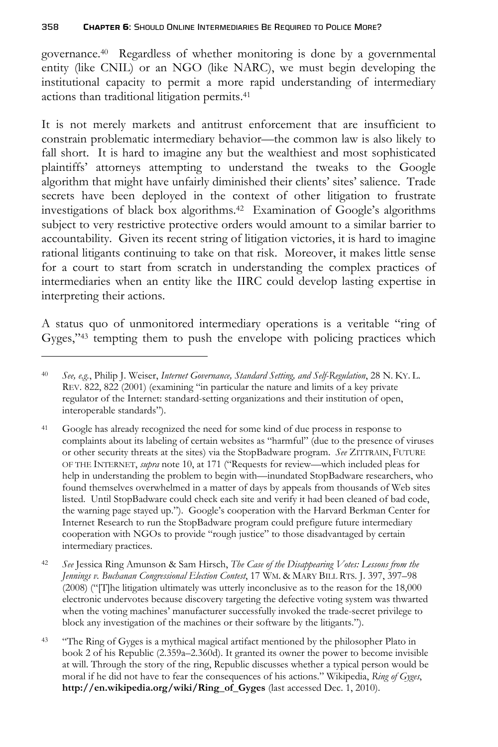governance.[40] Regardless of whether monitoring is done by a governmental entity (like CNIL) or an NGO (like NARC), we must begin developing the institutional capacity to permit a more rapid understanding of intermediary actions than traditional litigation permits.[41]

It is not merely markets and antitrust enforcement that are insufficient to constrain problematic intermediary behavior—the common law is also likely to fall short. It is hard to imagine any but the wealthiest and most sophisticated plaintiffs' attorneys attempting to understand the tweaks to the Google algorithm that might have unfairly diminished their clients' sites' salience. Trade secrets have been deployed in the context of other litigation to frustrate investigations of black box algorithms.[42] Examination of Google's algorithms subject to very restrictive protective orders would amount to a similar barrier to accountability. Given its recent string of litigation victories, it is hard to imagine rational litigants continuing to take on that risk. Moreover, it makes little sense for a court to start from scratch in understanding the complex practices of intermediaries when an entity like the IIRC could develop lasting expertise in interpreting their actions.

A status quo of unmonitored intermediary operations is a veritable "ring of Gyges,"[43] tempting them to push the envelope with policing practices which

---

[40] *See, e.g.*, Philip J. Weiser, *Internet Governance, Standard Setting, and Self-Regulation*, 28 N. KY. L. REV. 822, 822 (2001) (examining "in particular the nature and limits of a key private regulator of the Internet: standard-setting organizations and their institution of open, interoperable standards").

[41] Google has already recognized the need for some kind of due process in response to complaints about its labeling of certain websites as "harmful" (due to the presence of viruses or other security threats at the sites) via the StopBadware program. *See* ZITTRAIN, FUTURE OF THE INTERNET, *supra* note 10, at 171 ("Requests for review—which included pleas for help in understanding the problem to begin with—inundated StopBadware researchers, who found themselves overwhelmed in a matter of days by appeals from thousands of Web sites listed. Until StopBadware could check each site and verify it had been cleaned of bad code, the warning page stayed up."). Google's cooperation with the Harvard Berkman Center for Internet Research to run the StopBadware program could prefigure future intermediary cooperation with NGOs to provide "rough justice" to those disadvantaged by certain intermediary practices.

[42] *See* Jessica Ring Amunson & Sam Hirsch, *The Case of the Disappearing Votes: Lessons from the Jennings v. Buchanan Congressional Election Contest*, 17 WM. & MARY BILL RTS. J. 397, 397–98 (2008) ("[T]he litigation ultimately was utterly inconclusive as to the reason for the 18,000 electronic undervotes because discovery targeting the defective voting system was thwarted when the voting machines' manufacturer successfully invoked the trade-secret privilege to block any investigation of the machines or their software by the litigants.").

[43] "The Ring of Gyges is a mythical magical artifact mentioned by the philosopher Plato in book 2 of his Republic (2.359a–2.360d). It granted its owner the power to become invisible at will. Through the story of the ring, Republic discusses whether a typical person would be moral if he did not have to fear the consequences of his actions." Wikipedia, *Ring of Gyges*, **http://en.wikipedia.org/wiki/Ring_of_Gyges** (last accessed Dec. 1, 2010).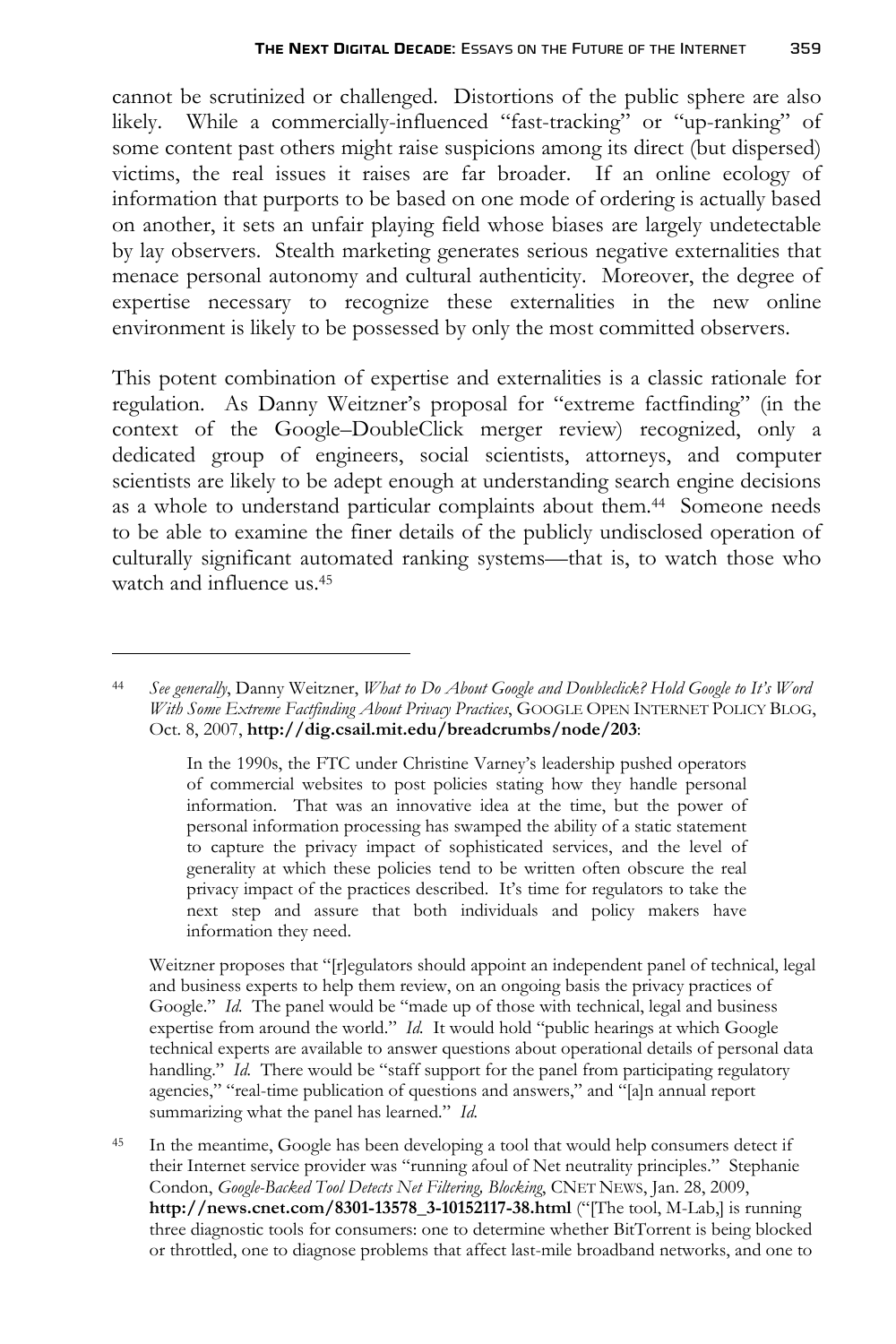cannot be scrutinized or challenged. Distortions of the public sphere are also likely. While a commercially-influenced "fast-tracking" or "up-ranking" of some content past others might raise suspicions among its direct (but dispersed) victims, the real issues it raises are far broader. If an online ecology of information that purports to be based on one mode of ordering is actually based on another, it sets an unfair playing field whose biases are largely undetectable by lay observers. Stealth marketing generates serious negative externalities that menace personal autonomy and cultural authenticity. Moreover, the degree of expertise necessary to recognize these externalities in the new online environment is likely to be possessed by only the most committed observers.

This potent combination of expertise and externalities is a classic rationale for regulation. As Danny Weitzner's proposal for "extreme factfinding" (in the context of the Google–DoubleClick merger review) recognized, only a dedicated group of engineers, social scientists, attorneys, and computer scientists are likely to be adept enough at understanding search engine decisions as a whole to understand particular complaints about them.[44] Someone needs to be able to examine the finer details of the publicly undisclosed operation of culturally significant automated ranking systems—that is, to watch those who watch and influence us.[45]

---

[44] *See generally*, Danny Weitzner, *What to Do About Google and Doubleclick? Hold Google to It's Word With Some Extreme Factfinding About Privacy Practices*, GOOGLE OPEN INTERNET POLICY BLOG, Oct. 8, 2007, **http://dig.csail.mit.edu/breadcrumbs/node/203**:

> In the 1990s, the FTC under Christine Varney's leadership pushed operators of commercial websites to post policies stating how they handle personal information. That was an innovative idea at the time, but the power of personal information processing has swamped the ability of a static statement to capture the privacy impact of sophisticated services, and the level of generality at which these policies tend to be written often obscure the real privacy impact of the practices described. It's time for regulators to take the next step and assure that both individuals and policy makers have information they need.

Weitzner proposes that "[r]egulators should appoint an independent panel of technical, legal and business experts to help them review, on an ongoing basis the privacy practices of Google." *Id.* The panel would be "made up of those with technical, legal and business expertise from around the world." *Id.* It would hold "public hearings at which Google technical experts are available to answer questions about operational details of personal data handling." *Id.* There would be "staff support for the panel from participating regulatory agencies," "real-time publication of questions and answers," and "[a]n annual report summarizing what the panel has learned." *Id.*

[45] In the meantime, Google has been developing a tool that would help consumers detect if their Internet service provider was "running afoul of Net neutrality principles." Stephanie Condon, *Google-Backed Tool Detects Net Filtering, Blocking*, CNET NEWS, Jan. 28, 2009, **http://news.cnet.com/8301-13578_3-10152117-38.html** ("[The tool, M-Lab,] is running three diagnostic tools for consumers: one to determine whether BitTorrent is being blocked or throttled, one to diagnose problems that affect last-mile broadband networks, and one to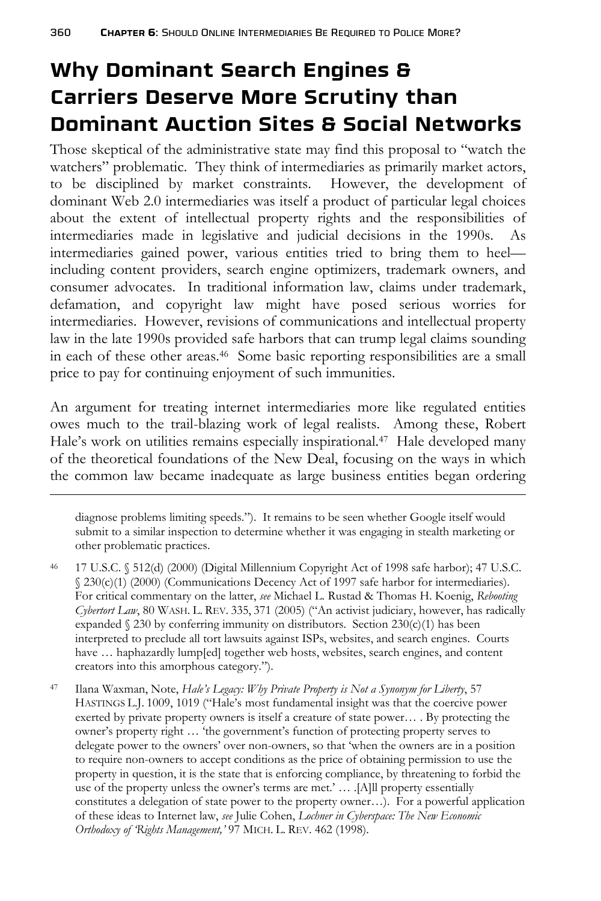# Why Dominant Search Engines & Carriers Deserve More Scrutiny than Dominant Auction Sites & Social Networks

Those skeptical of the administrative state may find this proposal to "watch the watchers" problematic. They think of intermediaries as primarily market actors, to be disciplined by market constraints. However, the development of dominant Web 2.0 intermediaries was itself a product of particular legal choices about the extent of intellectual property rights and the responsibilities of intermediaries made in legislative and judicial decisions in the 1990s. As intermediaries gained power, various entities tried to bring them to heel—including content providers, search engine optimizers, trademark owners, and consumer advocates. In traditional information law, claims under trademark, defamation, and copyright law might have posed serious worries for intermediaries. However, revisions of communications and intellectual property law in the late 1990s provided safe harbors that can trump legal claims sounding in each of these other areas.[46] Some basic reporting responsibilities are a small price to pay for continuing enjoyment of such immunities.

An argument for treating internet intermediaries more like regulated entities owes much to the trail-blazing work of legal realists. Among these, Robert Hale's work on utilities remains especially inspirational.[47] Hale developed many of the theoretical foundations of the New Deal, focusing on the ways in which the common law became inadequate as large business entities began ordering

---

diagnose problems limiting speeds."). It remains to be seen whether Google itself would submit to a similar inspection to determine whether it was engaging in stealth marketing or other problematic practices.

[46] 17 U.S.C. § 512(d) (2000) (Digital Millennium Copyright Act of 1998 safe harbor); 47 U.S.C. § 230(c)(1) (2000) (Communications Decency Act of 1997 safe harbor for intermediaries). For critical commentary on the latter, *see* Michael L. Rustad & Thomas H. Koenig, *Rebooting Cybertort Law*, 80 WASH. L. REV. 335, 371 (2005) ("An activist judiciary, however, has radically expanded § 230 by conferring immunity on distributors. Section 230(c)(1) has been interpreted to preclude all tort lawsuits against ISPs, websites, and search engines. Courts have … haphazardly lump[ed] together web hosts, websites, search engines, and content creators into this amorphous category.").

[47] Ilana Waxman, Note, *Hale's Legacy: Why Private Property is Not a Synonym for Liberty*, 57 HASTINGS L.J. 1009, 1019 ("Hale's most fundamental insight was that the coercive power exerted by private property owners is itself a creature of state power… . By protecting the owner's property right … 'the government's function of protecting property serves to delegate power to the owners' over non-owners, so that 'when the owners are in a position to require non-owners to accept conditions as the price of obtaining permission to use the property in question, it is the state that is enforcing compliance, by threatening to forbid the use of the property unless the owner's terms are met.' … .[A]ll property essentially constitutes a delegation of state power to the property owner…). For a powerful application of these ideas to Internet law, *see* Julie Cohen, *Lochner in Cyberspace: The New Economic Orthodoxy of 'Rights Management,'* 97 MICH. L. REV. 462 (1998).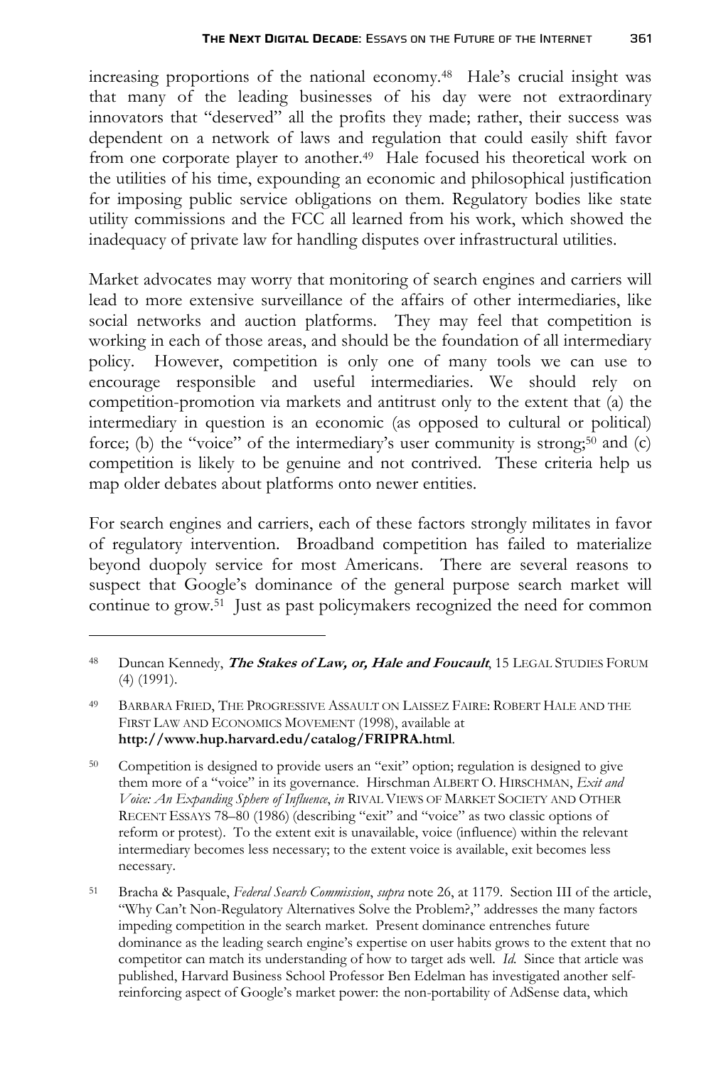increasing proportions of the national economy.[48] Hale's crucial insight was that many of the leading businesses of his day were not extraordinary innovators that "deserved" all the profits they made; rather, their success was dependent on a network of laws and regulation that could easily shift favor from one corporate player to another.[49] Hale focused his theoretical work on the utilities of his time, expounding an economic and philosophical justification for imposing public service obligations on them. Regulatory bodies like state utility commissions and the FCC all learned from his work, which showed the inadequacy of private law for handling disputes over infrastructural utilities.

Market advocates may worry that monitoring of search engines and carriers will lead to more extensive surveillance of the affairs of other intermediaries, like social networks and auction platforms. They may feel that competition is working in each of those areas, and should be the foundation of all intermediary policy. However, competition is only one of many tools we can use to encourage responsible and useful intermediaries. We should rely on competition-promotion via markets and antitrust only to the extent that (a) the intermediary in question is an economic (as opposed to cultural or political) force; (b) the "voice" of the intermediary's user community is strong;[50] and (c) competition is likely to be genuine and not contrived. These criteria help us map older debates about platforms onto newer entities.

For search engines and carriers, each of these factors strongly militates in favor of regulatory intervention. Broadband competition has failed to materialize beyond duopoly service for most Americans. There are several reasons to suspect that Google's dominance of the general purpose search market will continue to grow.[51] Just as past policymakers recognized the need for common

---

[48] Duncan Kennedy, ***The Stakes of Law, or, Hale and Foucault***, 15 LEGAL STUDIES FORUM (4) (1991).

[49] BARBARA FRIED, THE PROGRESSIVE ASSAULT ON LAISSEZ FAIRE: ROBERT HALE AND THE FIRST LAW AND ECONOMICS MOVEMENT (1998), available at **http://www.hup.harvard.edu/catalog/FRIPRA.html**.

[50] Competition is designed to provide users an "exit" option; regulation is designed to give them more of a "voice" in its governance. Hirschman ALBERT O. HIRSCHMAN, *Exit and Voice: An Expanding Sphere of Influence*, *in* RIVAL VIEWS OF MARKET SOCIETY AND OTHER RECENT ESSAYS 78–80 (1986) (describing "exit" and "voice" as two classic options of reform or protest). To the extent exit is unavailable, voice (influence) within the relevant intermediary becomes less necessary; to the extent voice is available, exit becomes less necessary.

[51] Bracha & Pasquale, *Federal Search Commission*, *supra* note 26, at 1179. Section III of the article, "Why Can't Non-Regulatory Alternatives Solve the Problem?," addresses the many factors impeding competition in the search market. Present dominance entrenches future dominance as the leading search engine's expertise on user habits grows to the extent that no competitor can match its understanding of how to target ads well. *Id.* Since that article was published, Harvard Business School Professor Ben Edelman has investigated another self-reinforcing aspect of Google's market power: the non-portability of AdSense data, which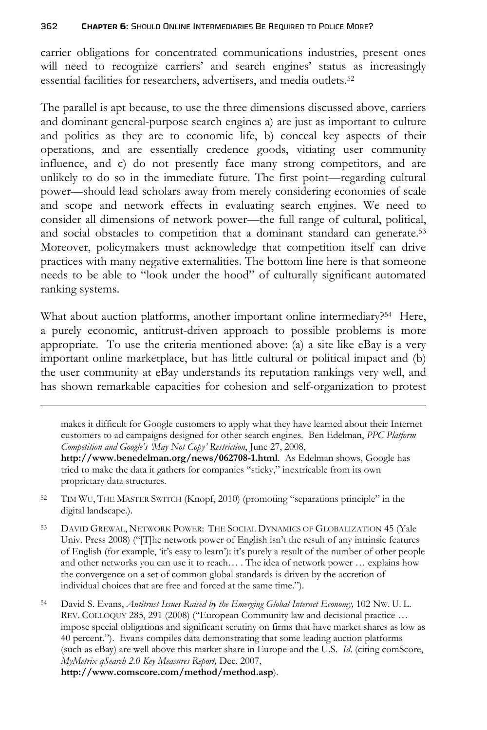carrier obligations for concentrated communications industries, present ones will need to recognize carriers' and search engines' status as increasingly essential facilities for researchers, advertisers, and media outlets.[52]

The parallel is apt because, to use the three dimensions discussed above, carriers and dominant general-purpose search engines a) are just as important to culture and politics as they are to economic life, b) conceal key aspects of their operations, and are essentially credence goods, vitiating user community influence, and c) do not presently face many strong competitors, and are unlikely to do so in the immediate future. The first point—regarding cultural power—should lead scholars away from merely considering economies of scale and scope and network effects in evaluating search engines. We need to consider all dimensions of network power—the full range of cultural, political, and social obstacles to competition that a dominant standard can generate.[53] Moreover, policymakers must acknowledge that competition itself can drive practices with many negative externalities. The bottom line here is that someone needs to be able to "look under the hood" of culturally significant automated ranking systems.

What about auction platforms, another important online intermediary?[54] Here, a purely economic, antitrust-driven approach to possible problems is more appropriate. To use the criteria mentioned above: (a) a site like eBay is a very important online marketplace, but has little cultural or political impact and (b) the user community at eBay understands its reputation rankings very well, and has shown remarkable capacities for cohesion and self-organization to protest

---

makes it difficult for Google customers to apply what they have learned about their Internet customers to ad campaigns designed for other search engines. Ben Edelman, *PPC Platform Competition and Google's 'May Not Copy' Restriction*, June 27, 2008, **http://www.benedelman.org/news/062708-1.html**. As Edelman shows, Google has tried to make the data it gathers for companies "sticky," inextricable from its own proprietary data structures.

[52] TIM WU, THE MASTER SWITCH (Knopf, 2010) (promoting "separations principle" in the digital landscape.).

[53] DAVID GREWAL, NETWORK POWER: THE SOCIAL DYNAMICS OF GLOBALIZATION 45 (Yale Univ. Press 2008) ("[T]he network power of English isn't the result of any intrinsic features of English (for example, 'it's easy to learn'): it's purely a result of the number of other people and other networks you can use it to reach… . The idea of network power … explains how the convergence on a set of common global standards is driven by the accretion of individual choices that are free and forced at the same time.").

[54] David S. Evans, *Antitrust Issues Raised by the Emerging Global Internet Economy,* 102 NW. U. L. REV. COLLOQUY 285, 291 (2008) ("European Community law and decisional practice … impose special obligations and significant scrutiny on firms that have market shares as low as 40 percent."). Evans compiles data demonstrating that some leading auction platforms (such as eBay) are well above this market share in Europe and the U.S. *Id.* (citing comScore, *MyMetrix qSearch 2.0 Key Measures Report,* Dec. 2007, **http://www.comscore.com/method/method.asp**).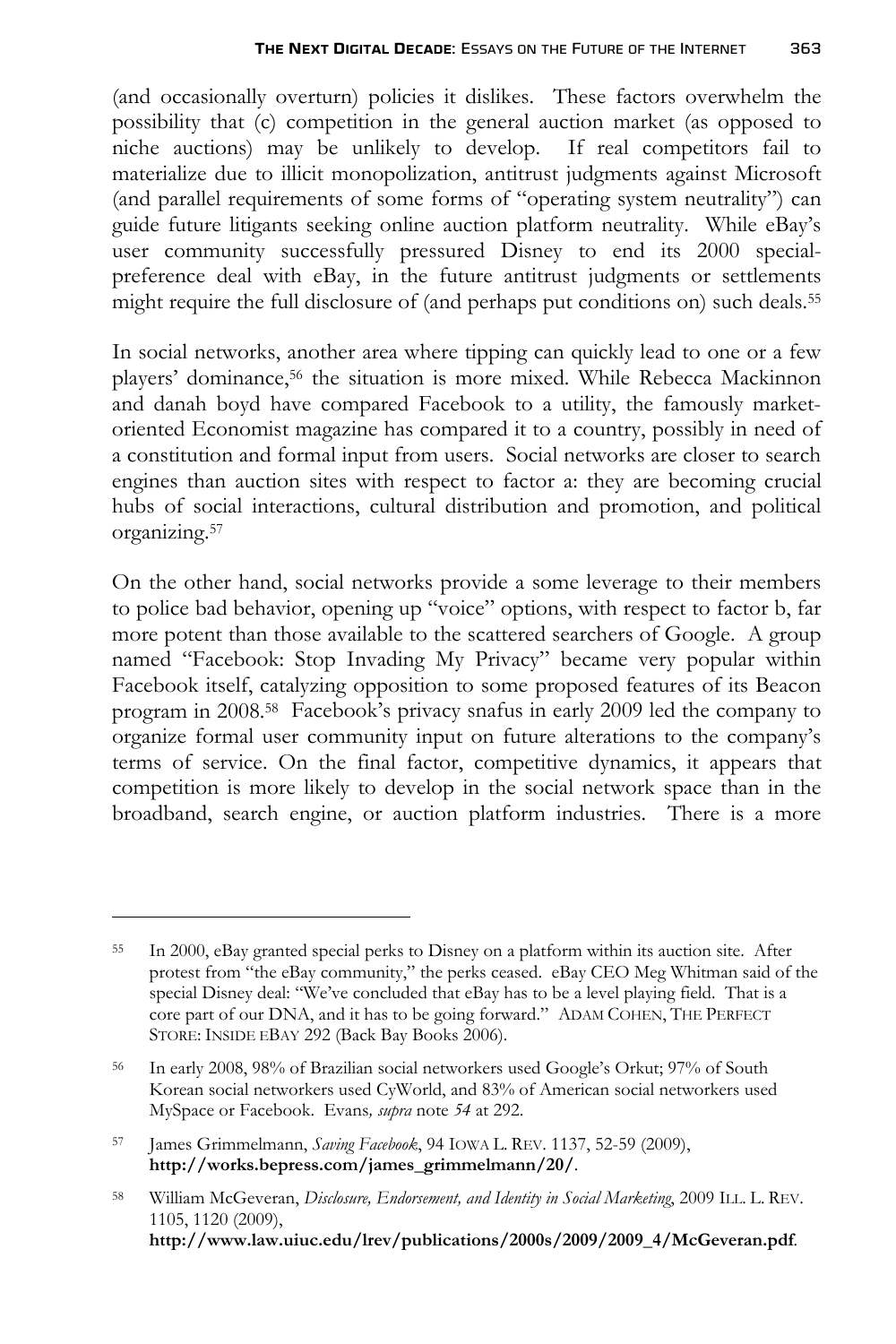(and occasionally overturn) policies it dislikes. These factors overwhelm the possibility that (c) competition in the general auction market (as opposed to niche auctions) may be unlikely to develop. If real competitors fail to materialize due to illicit monopolization, antitrust judgments against Microsoft (and parallel requirements of some forms of "operating system neutrality") can guide future litigants seeking online auction platform neutrality. While eBay's user community successfully pressured Disney to end its 2000 special-preference deal with eBay, in the future antitrust judgments or settlements might require the full disclosure of (and perhaps put conditions on) such deals.[55]

In social networks, another area where tipping can quickly lead to one or a few players' dominance,[56] the situation is more mixed. While Rebecca Mackinnon and danah boyd have compared Facebook to a utility, the famously market-oriented Economist magazine has compared it to a country, possibly in need of a constitution and formal input from users. Social networks are closer to search engines than auction sites with respect to factor a: they are becoming crucial hubs of social interactions, cultural distribution and promotion, and political organizing.[57]

On the other hand, social networks provide a some leverage to their members to police bad behavior, opening up "voice" options, with respect to factor b, far more potent than those available to the scattered searchers of Google. A group named "Facebook: Stop Invading My Privacy" became very popular within Facebook itself, catalyzing opposition to some proposed features of its Beacon program in 2008.[58] Facebook's privacy snafus in early 2009 led the company to organize formal user community input on future alterations to the company's terms of service. On the final factor, competitive dynamics, it appears that competition is more likely to develop in the social network space than in the broadband, search engine, or auction platform industries. There is a more

---

[55] In 2000, eBay granted special perks to Disney on a platform within its auction site. After protest from "the eBay community," the perks ceased. eBay CEO Meg Whitman said of the special Disney deal: "We've concluded that eBay has to be a level playing field. That is a core part of our DNA, and it has to be going forward." ADAM COHEN, THE PERFECT STORE: INSIDE EBAY 292 (Back Bay Books 2006).

[56] In early 2008, 98% of Brazilian social networkers used Google's Orkut; 97% of South Korean social networkers used CyWorld, and 83% of American social networkers used MySpace or Facebook. Evans*, supra* note *54* at 292.

[57] James Grimmelmann, *Saving Facebook*, 94 IOWA L. REV. 1137, 52-59 (2009), **http://works.bepress.com/james_grimmelmann/20/**.

[58] William McGeveran, *Disclosure, Endorsement, and Identity in Social Marketing*, 2009 ILL. L. REV. 1105, 1120 (2009), **http://www.law.uiuc.edu/lrev/publications/2000s/2009/2009_4/McGeveran.pdf**.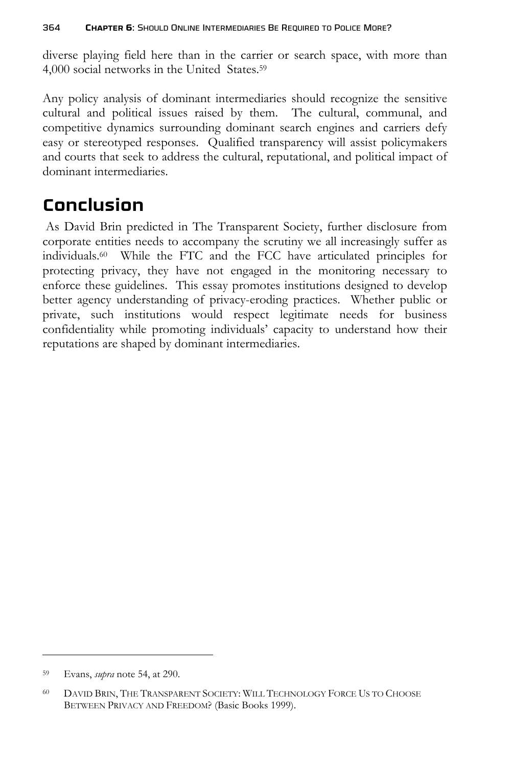diverse playing field here than in the carrier or search space, with more than 4,000 social networks in the United States.[59]

Any policy analysis of dominant intermediaries should recognize the sensitive cultural and political issues raised by them. The cultural, communal, and competitive dynamics surrounding dominant search engines and carriers defy easy or stereotyped responses. Qualified transparency will assist policymakers and courts that seek to address the cultural, reputational, and political impact of dominant intermediaries.

## Conclusion

As David Brin predicted in The Transparent Society, further disclosure from corporate entities needs to accompany the scrutiny we all increasingly suffer as individuals.[60] While the FTC and the FCC have articulated principles for protecting privacy, they have not engaged in the monitoring necessary to enforce these guidelines. This essay promotes institutions designed to develop better agency understanding of privacy-eroding practices. Whether public or private, such institutions would respect legitimate needs for business confidentiality while promoting individuals' capacity to understand how their reputations are shaped by dominant intermediaries.

---

[59] Evans, *supra* note 54, at 290.

[60] DAVID BRIN, THE TRANSPARENT SOCIETY: WILL TECHNOLOGY FORCE US TO CHOOSE BETWEEN PRIVACY AND FREEDOM? (Basic Books 1999).